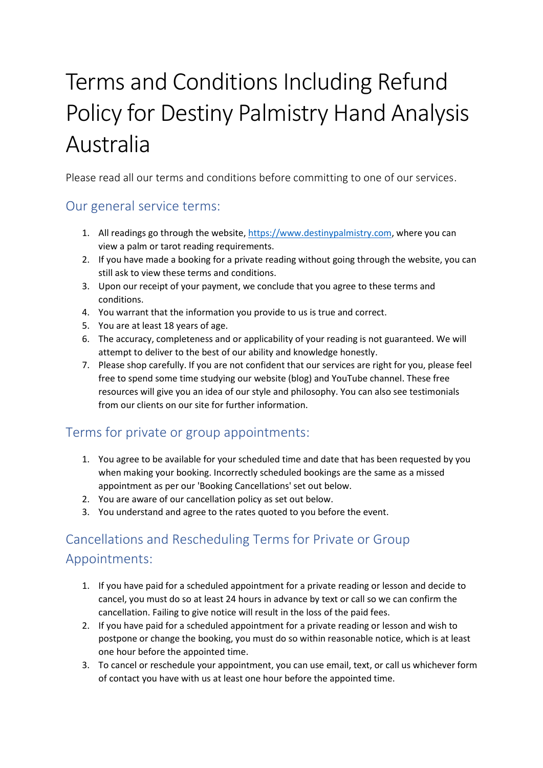# Terms and Conditions Including Refund Policy for Destiny Palmistry Hand Analysis Australia

Please read all our terms and conditions before committing to one of our services.

## Our general service terms:

1. All readings go through the website, [https://www.destinypalmistry.com](https://www.destinypalmistry.com), where you can view a palm or tarot reading requirements.
2. If you have made a booking for a private reading without going through the website, you can still ask to view these terms and conditions.
3. Upon our receipt of your payment, we conclude that you agree to these terms and conditions.
4. You warrant that the information you provide to us is true and correct.
5. You are at least 18 years of age.
6. The accuracy, completeness and or applicability of your reading is not guaranteed. We will attempt to deliver to the best of our ability and knowledge honestly.
7. Please shop carefully. If you are not confident that our services are right for you, please feel free to spend some time studying our website (blog) and YouTube channel. These free resources will give you an idea of our style and philosophy. You can also see testimonials from our clients on our site for further information.

## Terms for private or group appointments:

1. You agree to be available for your scheduled time and date that has been requested by you when making your booking. Incorrectly scheduled bookings are the same as a missed appointment as per our 'Booking Cancellations' set out below.
2. You are aware of our cancellation policy as set out below.
3. You understand and agree to the rates quoted to you before the event.

## Cancellations and Rescheduling Terms for Private or Group Appointments:

1. If you have paid for a scheduled appointment for a private reading or lesson and decide to cancel, you must do so at least 24 hours in advance by text or call so we can confirm the cancellation. Failing to give notice will result in the loss of the paid fees.
2. If you have paid for a scheduled appointment for a private reading or lesson and wish to postpone or change the booking, you must do so within reasonable notice, which is at least one hour before the appointed time.
3. To cancel or reschedule your appointment, you can use email, text, or call us whichever form of contact you have with us at least one hour before the appointed time.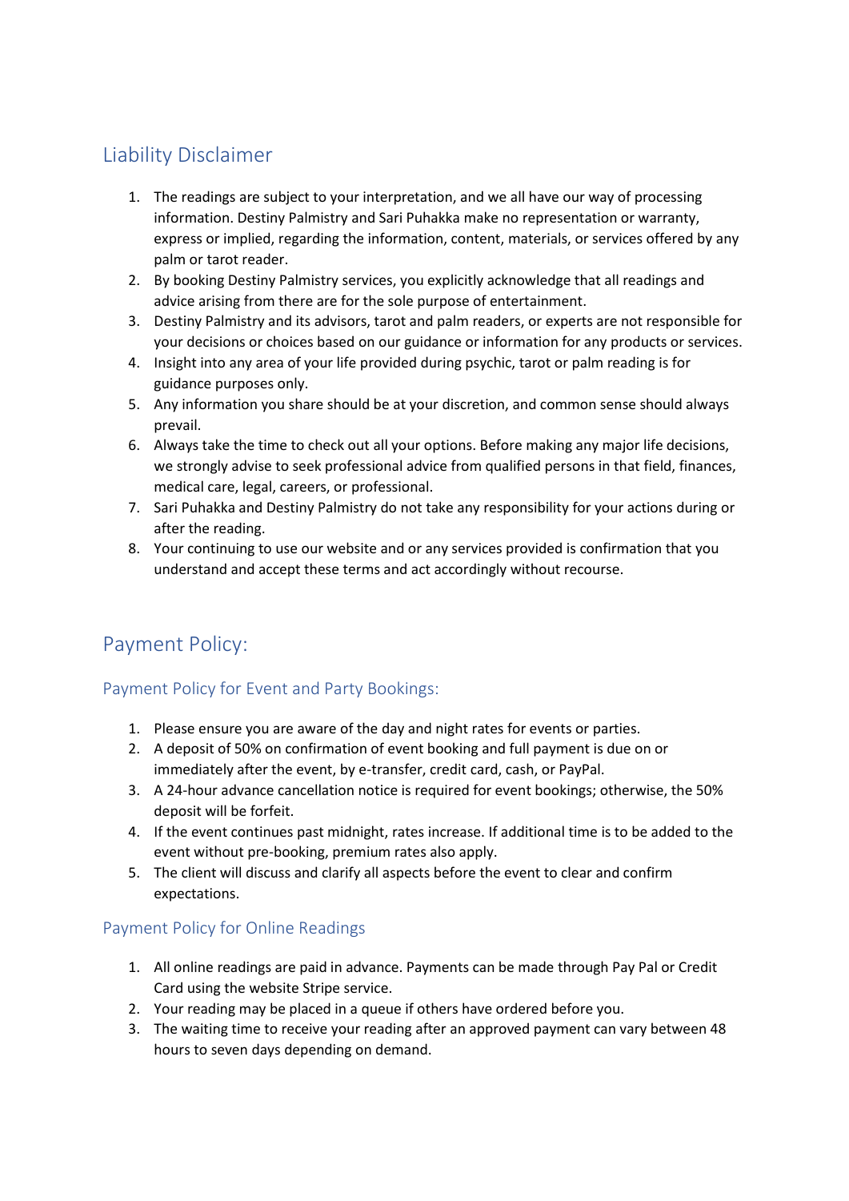## Liability Disclaimer

1. The readings are subject to your interpretation, and we all have our way of processing information. Destiny Palmistry and Sari Puhakka make no representation or warranty, express or implied, regarding the information, content, materials, or services offered by any palm or tarot reader.
2. By booking Destiny Palmistry services, you explicitly acknowledge that all readings and advice arising from there are for the sole purpose of entertainment.
3. Destiny Palmistry and its advisors, tarot and palm readers, or experts are not responsible for your decisions or choices based on our guidance or information for any products or services.
4. Insight into any area of your life provided during psychic, tarot or palm reading is for guidance purposes only.
5. Any information you share should be at your discretion, and common sense should always prevail.
6. Always take the time to check out all your options. Before making any major life decisions, we strongly advise to seek professional advice from qualified persons in that field, finances, medical care, legal, careers, or professional.
7. Sari Puhakka and Destiny Palmistry do not take any responsibility for your actions during or after the reading.
8. Your continuing to use our website and or any services provided is confirmation that you understand and accept these terms and act accordingly without recourse.

## Payment Policy:

### Payment Policy for Event and Party Bookings:

1. Please ensure you are aware of the day and night rates for events or parties.
2. A deposit of 50% on confirmation of event booking and full payment is due on or immediately after the event, by e-transfer, credit card, cash, or PayPal.
3. A 24-hour advance cancellation notice is required for event bookings; otherwise, the 50% deposit will be forfeit.
4. If the event continues past midnight, rates increase. If additional time is to be added to the event without pre-booking, premium rates also apply.
5. The client will discuss and clarify all aspects before the event to clear and confirm expectations.

### Payment Policy for Online Readings

1. All online readings are paid in advance. Payments can be made through Pay Pal or Credit Card using the website Stripe service.
2. Your reading may be placed in a queue if others have ordered before you.
3. The waiting time to receive your reading after an approved payment can vary between 48 hours to seven days depending on demand.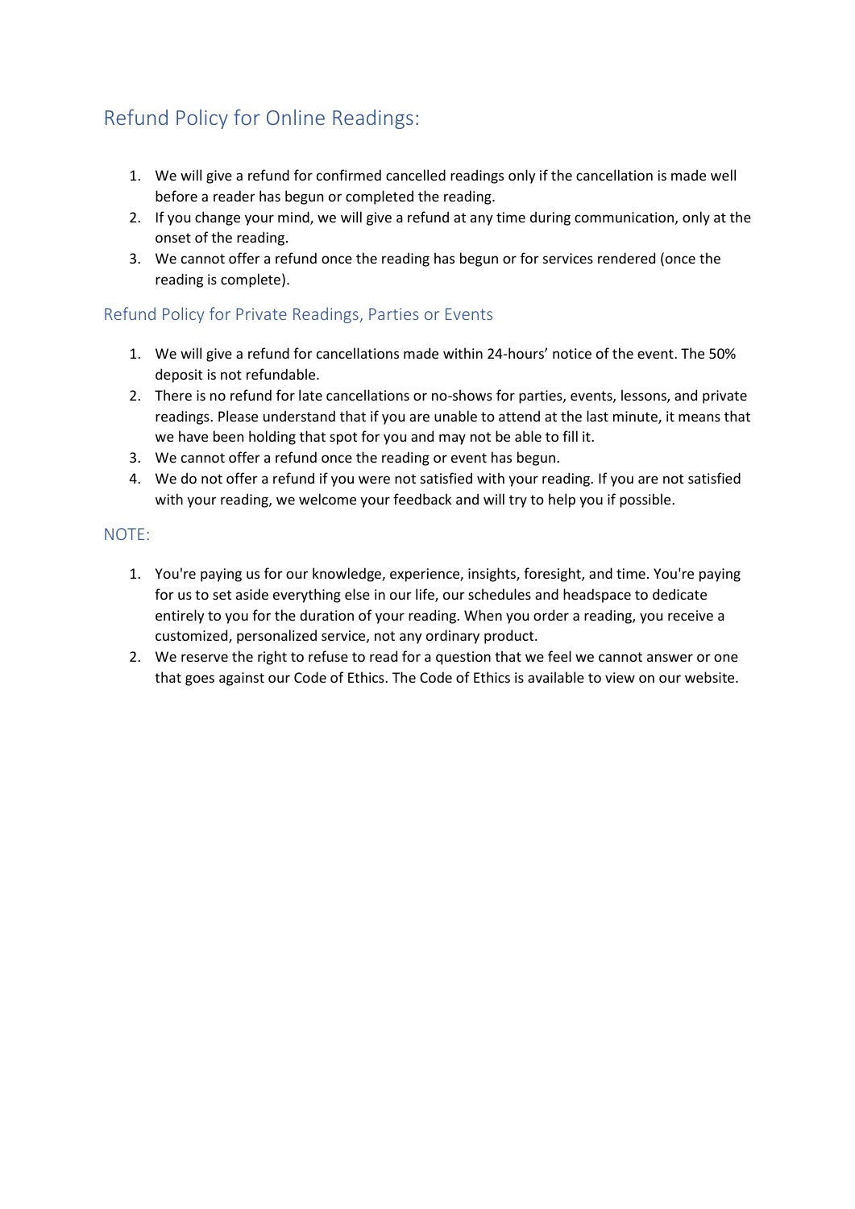## Refund Policy for Online Readings:

1. We will give a refund for confirmed cancelled readings only if the cancellation is made well before a reader has begun or completed the reading.
2. If you change your mind, we will give a refund at any time during communication, only at the onset of the reading.
3. We cannot offer a refund once the reading has begun or for services rendered (once the reading is complete).

### Refund Policy for Private Readings, Parties or Events

1. We will give a refund for cancellations made within 24-hours' notice of the event. The 50% deposit is not refundable.
2. There is no refund for late cancellations or no-shows for parties, events, lessons, and private readings. Please understand that if you are unable to attend at the last minute, it means that we have been holding that spot for you and may not be able to fill it.
3. We cannot offer a refund once the reading or event has begun.
4. We do not offer a refund if you were not satisfied with your reading. If you are not satisfied with your reading, we welcome your feedback and will try to help you if possible.

### NOTE:

1. You're paying us for our knowledge, experience, insights, foresight, and time. You're paying for us to set aside everything else in our life, our schedules and headspace to dedicate entirely to you for the duration of your reading. When you order a reading, you receive a customized, personalized service, not any ordinary product.
2. We reserve the right to refuse to read for a question that we feel we cannot answer or one that goes against our Code of Ethics. The Code of Ethics is available to view on our website.